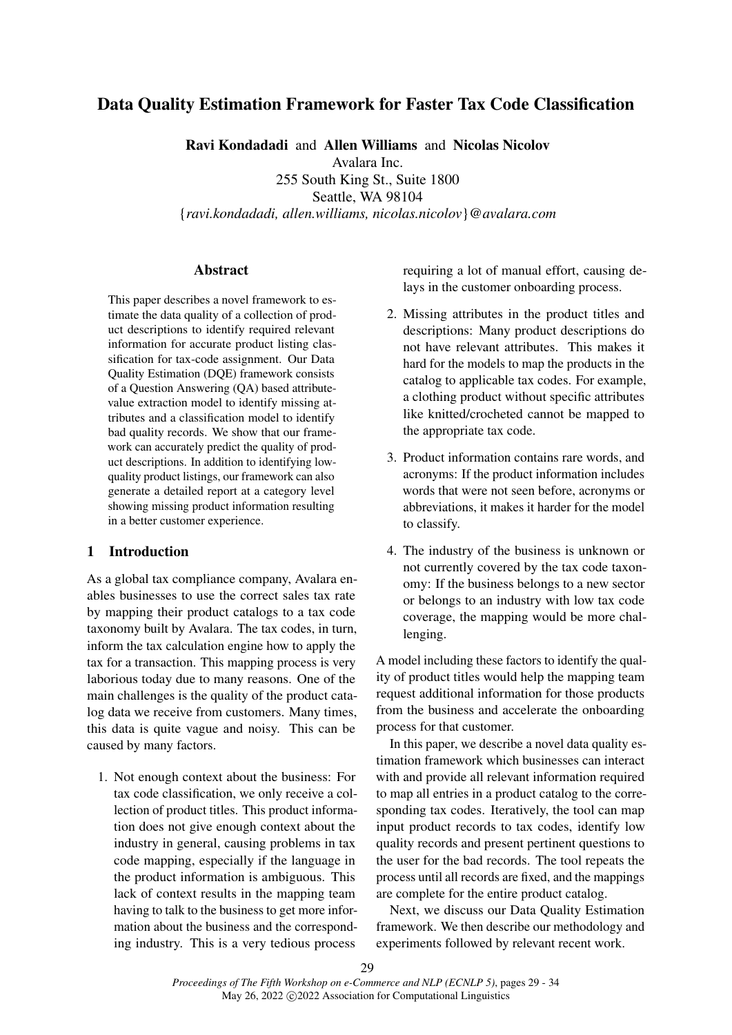# Data Quality Estimation Framework for Faster Tax Code Classification

**Ravi Kondadadi** and **Allen Williams** and **Nicolas Nicolov**
Avalara Inc.
255 South King St., Suite 1800
Seattle, WA 98104
{*ravi.kondadadi, allen.williams, nicolas.nicolov*}*@avalara.com*

## Abstract

This paper describes a novel framework to estimate the data quality of a collection of product descriptions to identify required relevant information for accurate product listing classification for tax-code assignment. Our Data Quality Estimation (DQE) framework consists of a Question Answering (QA) based attribute-value extraction model to identify missing attributes and a classification model to identify bad quality records. We show that our framework can accurately predict the quality of product descriptions. In addition to identifying low-quality product listings, our framework can also generate a detailed report at a category level showing missing product information resulting in a better customer experience.

## 1 Introduction

As a global tax compliance company, Avalara enables businesses to use the correct sales tax rate by mapping their product catalogs to a tax code taxonomy built by Avalara. The tax codes, in turn, inform the tax calculation engine how to apply the tax for a transaction. This mapping process is very laborious today due to many reasons. One of the main challenges is the quality of the product catalog data we receive from customers. Many times, this data is quite vague and noisy. This can be caused by many factors.

1. Not enough context about the business: For tax code classification, we only receive a collection of product titles. This product information does not give enough context about the industry in general, causing problems in tax code mapping, especially if the language in the product information is ambiguous. This lack of context results in the mapping team having to talk to the business to get more information about the business and the corresponding industry. This is a very tedious process requiring a lot of manual effort, causing delays in the customer onboarding process.
2. Missing attributes in the product titles and descriptions: Many product descriptions do not have relevant attributes. This makes it hard for the models to map the products in the catalog to applicable tax codes. For example, a clothing product without specific attributes like knitted/crocheted cannot be mapped to the appropriate tax code.
3. Product information contains rare words, and acronyms: If the product information includes words that were not seen before, acronyms or abbreviations, it makes it harder for the model to classify.
4. The industry of the business is unknown or not currently covered by the tax code taxonomy: If the business belongs to a new sector or belongs to an industry with low tax code coverage, the mapping would be more challenging.

A model including these factors to identify the quality of product titles would help the mapping team request additional information for those products from the business and accelerate the onboarding process for that customer.

In this paper, we describe a novel data quality estimation framework which businesses can interact with and provide all relevant information required to map all entries in a product catalog to the corresponding tax codes. Iteratively, the tool can map input product records to tax codes, identify low quality records and present pertinent questions to the user for the bad records. The tool repeats the process until all records are fixed, and the mappings are complete for the entire product catalog.

Next, we discuss our Data Quality Estimation framework. We then describe our methodology and experiments followed by relevant recent work.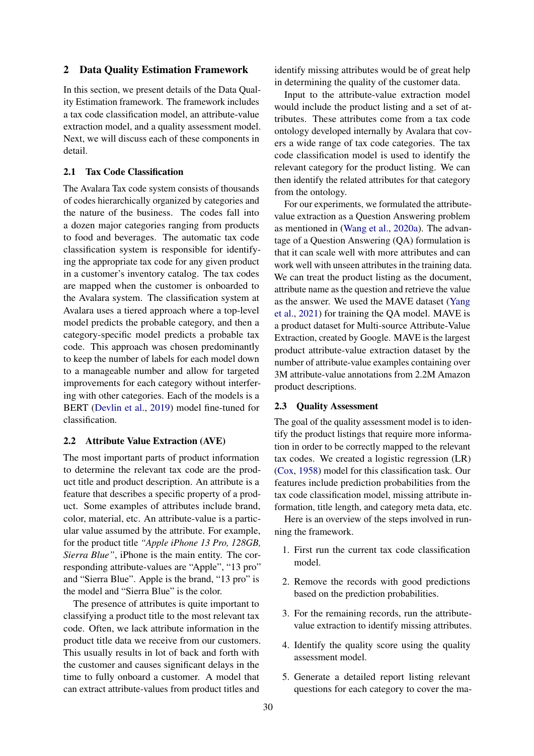## 2 Data Quality Estimation Framework

In this section, we present details of the Data Quality Estimation framework. The framework includes a tax code classification model, an attribute-value extraction model, and a quality assessment model. Next, we will discuss each of these components in detail.

### 2.1 Tax Code Classification

The Avalara Tax code system consists of thousands of codes hierarchically organized by categories and the nature of the business. The codes fall into a dozen major categories ranging from products to food and beverages. The automatic tax code classification system is responsible for identifying the appropriate tax code for any given product in a customer's inventory catalog. The tax codes are mapped when the customer is onboarded to the Avalara system. The classification system at Avalara uses a tiered approach where a top-level model predicts the probable category, and then a category-specific model predicts a probable tax code. This approach was chosen predominantly to keep the number of labels for each model down to a manageable number and allow for targeted improvements for each category without interfering with other categories. Each of the models is a BERT (Devlin et al., 2019) model fine-tuned for classification.

### 2.2 Attribute Value Extraction (AVE)

The most important parts of product information to determine the relevant tax code are the product title and product description. An attribute is a feature that describes a specific property of a product. Some examples of attributes include brand, color, material, etc. An attribute-value is a particular value assumed by the attribute. For example, for the product title *"Apple iPhone 13 Pro, 128GB, Sierra Blue"*, iPhone is the main entity. The corresponding attribute-values are "Apple", "13 pro" and "Sierra Blue". Apple is the brand, "13 pro" is the model and "Sierra Blue" is the color.

The presence of attributes is quite important to classifying a product title to the most relevant tax code. Often, we lack attribute information in the product title data we receive from our customers. This usually results in lot of back and forth with the customer and causes significant delays in the time to fully onboard a customer. A model that can extract attribute-values from product titles and identify missing attributes would be of great help in determining the quality of the customer data.

Input to the attribute-value extraction model would include the product listing and a set of attributes. These attributes come from a tax code ontology developed internally by Avalara that covers a wide range of tax code categories. The tax code classification model is used to identify the relevant category for the product listing. We can then identify the related attributes for that category from the ontology.

For our experiments, we formulated the attribute-value extraction as a Question Answering problem as mentioned in (Wang et al., 2020a). The advantage of a Question Answering (QA) formulation is that it can scale well with more attributes and can work well with unseen attributes in the training data. We can treat the product listing as the document, attribute name as the question and retrieve the value as the answer. We used the MAVE dataset (Yang et al., 2021) for training the QA model. MAVE is a product dataset for Multi-source Attribute-Value Extraction, created by Google. MAVE is the largest product attribute-value extraction dataset by the number of attribute-value examples containing over 3M attribute-value annotations from 2.2M Amazon product descriptions.

### 2.3 Quality Assessment

The goal of the quality assessment model is to identify the product listings that require more information in order to be correctly mapped to the relevant tax codes. We created a logistic regression (LR) (Cox, 1958) model for this classification task. Our features include prediction probabilities from the tax code classification model, missing attribute information, title length, and category meta data, etc.

Here is an overview of the steps involved in running the framework.

1. First run the current tax code classification model.
2. Remove the records with good predictions based on the prediction probabilities.
3. For the remaining records, run the attribute-value extraction to identify missing attributes.
4. Identify the quality score using the quality assessment model.
5. Generate a detailed report listing relevant questions for each category to cover the ma-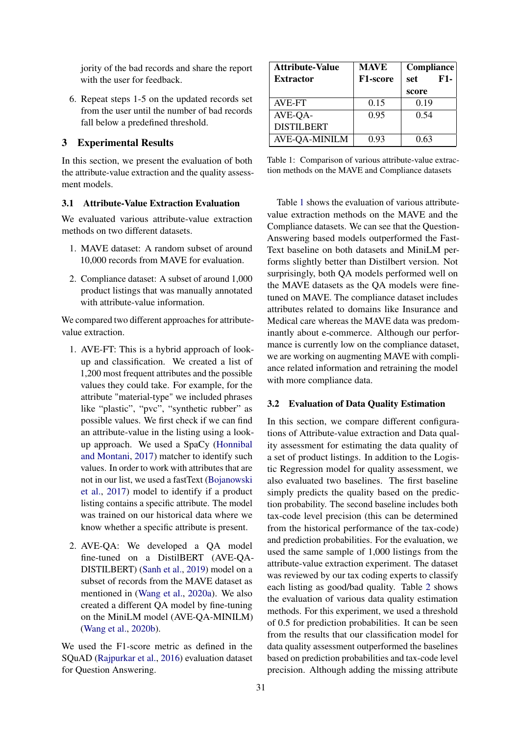jority of the bad records and share the report with the user for feedback.

6. Repeat steps 1-5 on the updated records set from the user until the number of bad records fall below a predefined threshold.

## 3 Experimental Results

In this section, we present the evaluation of both the attribute-value extraction and the quality assessment models.

### 3.1 Attribute-Value Extraction Evaluation

We evaluated various attribute-value extraction methods on two different datasets.

1. MAVE dataset: A random subset of around 10,000 records from MAVE for evaluation.

2. Compliance dataset: A subset of around 1,000 product listings that was manually annotated with attribute-value information.

We compared two different approaches for attribute-value extraction.

1. AVE-FT: This is a hybrid approach of lookup and classification. We created a list of 1,200 most frequent attributes and the possible values they could take. For example, for the attribute "material-type" we included phrases like "plastic", "pvc", "synthetic rubber" as possible values. We first check if we can find an attribute-value in the listing using a lookup approach. We used a SpaCy (Honnibal and Montani, 2017) matcher to identify such values. In order to work with attributes that are not in our list, we used a fastText (Bojanowski et al., 2017) model to identify if a product listing contains a specific attribute. The model was trained on our historical data where we know whether a specific attribute is present.

2. AVE-QA: We developed a QA model fine-tuned on a DistilBERT (AVE-QA-DISTILBERT) (Sanh et al., 2019) model on a subset of records from the MAVE dataset as mentioned in (Wang et al., 2020a). We also created a different QA model by fine-tuning on the MiniLM model (AVE-QA-MINILM) (Wang et al., 2020b).

We used the F1-score metric as defined in the SQuAD (Rajpurkar et al., 2016) evaluation dataset for Question Answering.

| Attribute-Value Extractor | MAVE F1-score | Compliance set F1-score |
|---|---|---|
| AVE-FT | 0.15 | 0.19 |
| AVE-QA-DISTILBERT | 0.95 | 0.54 |
| AVE-QA-MINILM | 0.93 | 0.63 |

Table 1: Comparison of various attribute-value extraction methods on the MAVE and Compliance datasets

Table 1 shows the evaluation of various attribute-value extraction methods on the MAVE and the Compliance datasets. We can see that the Question-Answering based models outperformed the FastText baseline on both datasets and MiniLM performs slightly better than Distilbert version. Not surprisingly, both QA models performed well on the MAVE datasets as the QA models were fine-tuned on MAVE. The compliance dataset includes attributes related to domains like Insurance and Medical care whereas the MAVE data was predominantly about e-commerce. Although our performance is currently low on the compliance dataset, we are working on augmenting MAVE with compliance related information and retraining the model with more compliance data.

### 3.2 Evaluation of Data Quality Estimation

In this section, we compare different configurations of Attribute-value extraction and Data quality assessment for estimating the data quality of a set of product listings. In addition to the Logistic Regression model for quality assessment, we also evaluated two baselines. The first baseline simply predicts the quality based on the prediction probability. The second baseline includes both tax-code level precision (this can be determined from the historical performance of the tax-code) and prediction probabilities. For the evaluation, we used the same sample of 1,000 listings from the attribute-value extraction experiment. The dataset was reviewed by our tax coding experts to classify each listing as good/bad quality. Table 2 shows the evaluation of various data quality estimation methods. For this experiment, we used a threshold of 0.5 for prediction probabilities. It can be seen from the results that our classification model for data quality assessment outperformed the baselines based on prediction probabilities and tax-code level precision. Although adding the missing attribute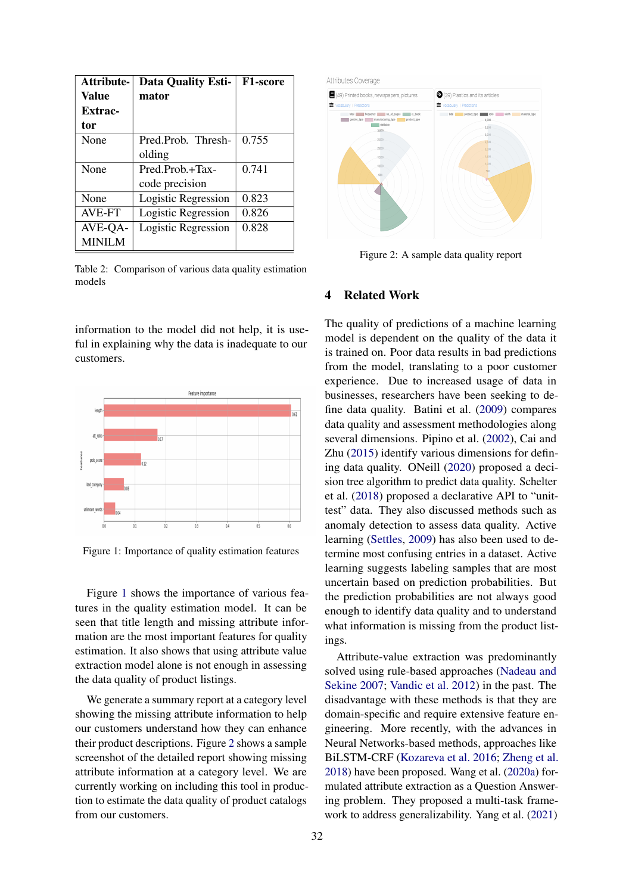| Attribute-Value Extractor | Data Quality Estimator | F1-score |
|---|---|---|
| None | Pred.Prob. Thresholding | 0.755 |
| None | Pred.Prob.+Tax-code precision | 0.741 |
| None | Logistic Regression | 0.823 |
| AVE-FT | Logistic Regression | 0.826 |
| AVE-QA-MINILM | Logistic Regression | 0.828 |

Table 2: Comparison of various data quality estimation models

information to the model did not help, it is useful in explaining why the data is inadequate to our customers.

Figure 1: Importance of quality estimation features

Figure 1 shows the importance of various features in the quality estimation model. It can be seen that title length and missing attribute information are the most important features for quality estimation. It also shows that using attribute value extraction model alone is not enough in assessing the data quality of product listings.

We generate a summary report at a category level showing the missing attribute information to help our customers understand how they can enhance their product descriptions. Figure 2 shows a sample screenshot of the detailed report showing missing attribute information at a category level. We are currently working on including this tool in production to estimate the data quality of product catalogs from our customers.

Figure 2: A sample data quality report

## 4 Related Work

The quality of predictions of a machine learning model is dependent on the quality of the data it is trained on. Poor data results in bad predictions from the model, translating to a poor customer experience. Due to increased usage of data in businesses, researchers have been seeking to define data quality. Batini et al. (2009) compares data quality and assessment methodologies along several dimensions. Pipino et al. (2002), Cai and Zhu (2015) identify various dimensions for defining data quality. ONeill (2020) proposed a decision tree algorithm to predict data quality. Schelter et al. (2018) proposed a declarative API to "unit-test" data. They also discussed methods such as anomaly detection to assess data quality. Active learning (Settles, 2009) has also been used to determine most confusing entries in a dataset. Active learning suggests labeling samples that are most uncertain based on prediction probabilities. But the prediction probabilities are not always good enough to identify data quality and to understand what information is missing from the product listings.

Attribute-value extraction was predominantly solved using rule-based approaches (Nadeau and Sekine 2007; Vandic et al. 2012) in the past. The disadvantage with these methods is that they are domain-specific and require extensive feature engineering. More recently, with the advances in Neural Networks-based methods, approaches like BiLSTM-CRF (Kozareva et al. 2016; Zheng et al. 2018) have been proposed. Wang et al. (2020a) formulated attribute extraction as a Question Answering problem. They proposed a multi-task framework to address generalizability. Yang et al. (2021)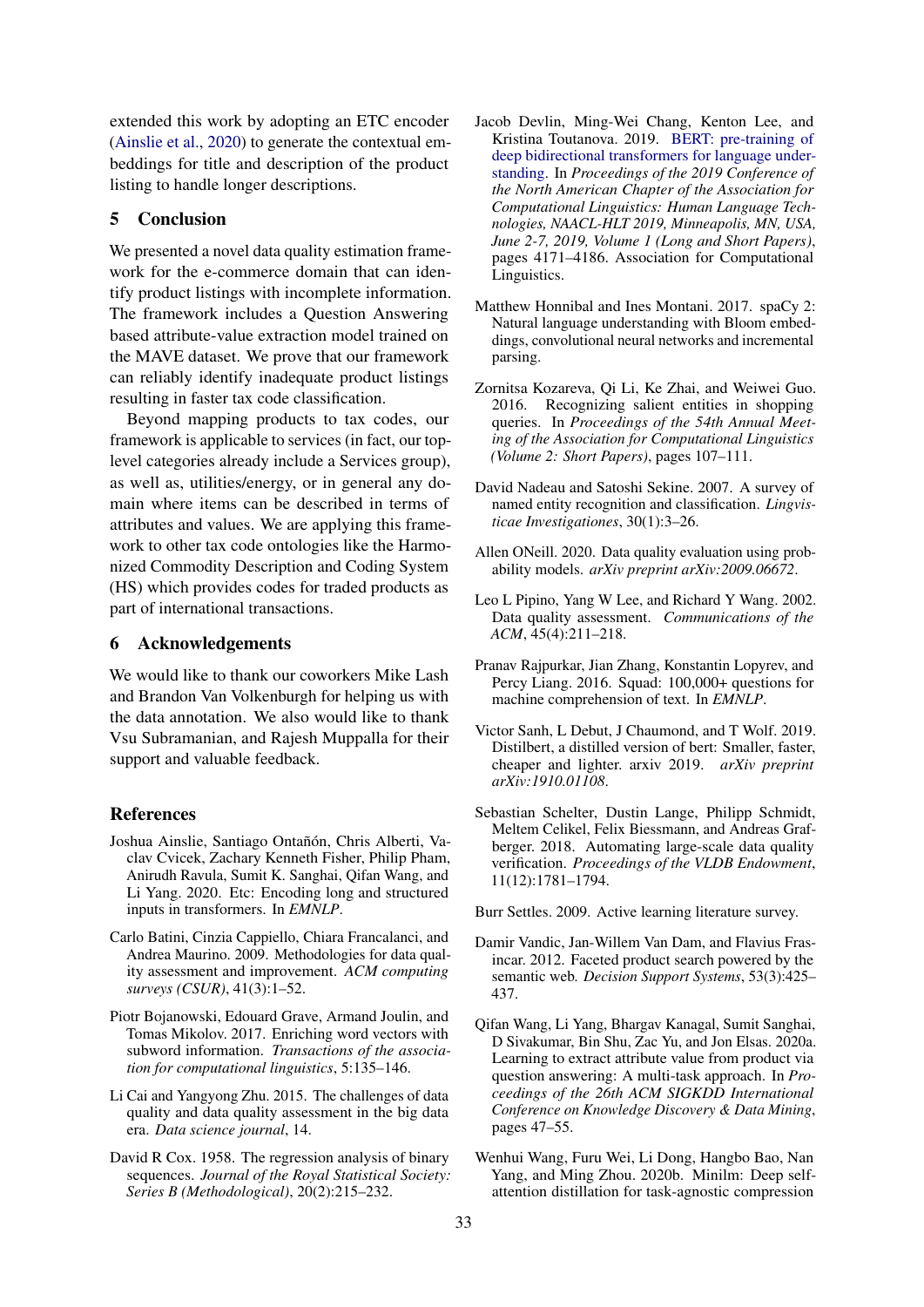extended this work by adopting an ETC encoder (Ainslie et al., 2020) to generate the contextual embeddings for title and description of the product listing to handle longer descriptions.

## 5 Conclusion

We presented a novel data quality estimation framework for the e-commerce domain that can identify product listings with incomplete information. The framework includes a Question Answering based attribute-value extraction model trained on the MAVE dataset. We prove that our framework can reliably identify inadequate product listings resulting in faster tax code classification.

Beyond mapping products to tax codes, our framework is applicable to services (in fact, our top-level categories already include a Services group), as well as, utilities/energy, or in general any domain where items can be described in terms of attributes and values. We are applying this framework to other tax code ontologies like the Harmonized Commodity Description and Coding System (HS) which provides codes for traded products as part of international transactions.

## 6 Acknowledgements

We would like to thank our coworkers Mike Lash and Brandon Van Volkenburgh for helping us with the data annotation. We also would like to thank Vsu Subramanian, and Rajesh Muppalla for their support and valuable feedback.

## References

Joshua Ainslie, Santiago Ontañón, Chris Alberti, Vaclav Cvicek, Zachary Kenneth Fisher, Philip Pham, Anirudh Ravula, Sumit K. Sanghai, Qifan Wang, and Li Yang. 2020. Etc: Encoding long and structured inputs in transformers. In *EMNLP*.

Carlo Batini, Cinzia Cappiello, Chiara Francalanci, and Andrea Maurino. 2009. Methodologies for data quality assessment and improvement. *ACM computing surveys (CSUR)*, 41(3):1–52.

Piotr Bojanowski, Edouard Grave, Armand Joulin, and Tomas Mikolov. 2017. Enriching word vectors with subword information. *Transactions of the association for computational linguistics*, 5:135–146.

Li Cai and Yangyong Zhu. 2015. The challenges of data quality and data quality assessment in the big data era. *Data science journal*, 14.

David R Cox. 1958. The regression analysis of binary sequences. *Journal of the Royal Statistical Society: Series B (Methodological)*, 20(2):215–232.

Jacob Devlin, Ming-Wei Chang, Kenton Lee, and Kristina Toutanova. 2019. BERT: pre-training of deep bidirectional transformers for language understanding. In *Proceedings of the 2019 Conference of the North American Chapter of the Association for Computational Linguistics: Human Language Technologies, NAACL-HLT 2019, Minneapolis, MN, USA, June 2-7, 2019, Volume 1 (Long and Short Papers)*, pages 4171–4186. Association for Computational Linguistics.

Matthew Honnibal and Ines Montani. 2017. spaCy 2: Natural language understanding with Bloom embeddings, convolutional neural networks and incremental parsing.

Zornitsa Kozareva, Qi Li, Ke Zhai, and Weiwei Guo. 2016. Recognizing salient entities in shopping queries. In *Proceedings of the 54th Annual Meeting of the Association for Computational Linguistics (Volume 2: Short Papers)*, pages 107–111.

David Nadeau and Satoshi Sekine. 2007. A survey of named entity recognition and classification. *Lingvisticae Investigationes*, 30(1):3–26.

Allen ONeill. 2020. Data quality evaluation using probability models. *arXiv preprint arXiv:2009.06672*.

Leo L Pipino, Yang W Lee, and Richard Y Wang. 2002. Data quality assessment. *Communications of the ACM*, 45(4):211–218.

Pranav Rajpurkar, Jian Zhang, Konstantin Lopyrev, and Percy Liang. 2016. Squad: 100,000+ questions for machine comprehension of text. In *EMNLP*.

Victor Sanh, L Debut, J Chaumond, and T Wolf. 2019. Distilbert, a distilled version of bert: Smaller, faster, cheaper and lighter. arxiv 2019. *arXiv preprint arXiv:1910.01108*.

Sebastian Schelter, Dustin Lange, Philipp Schmidt, Meltem Celikel, Felix Biessmann, and Andreas Grafberger. 2018. Automating large-scale data quality verification. *Proceedings of the VLDB Endowment*, 11(12):1781–1794.

Burr Settles. 2009. Active learning literature survey.

Damir Vandic, Jan-Willem Van Dam, and Flavius Frasincar. 2012. Faceted product search powered by the semantic web. *Decision Support Systems*, 53(3):425–437.

Qifan Wang, Li Yang, Bhargav Kanagal, Sumit Sanghai, D Sivakumar, Bin Shu, Zac Yu, and Jon Elsas. 2020a. Learning to extract attribute value from product via question answering: A multi-task approach. In *Proceedings of the 26th ACM SIGKDD International Conference on Knowledge Discovery & Data Mining*, pages 47–55.

Wenhui Wang, Furu Wei, Li Dong, Hangbo Bao, Nan Yang, and Ming Zhou. 2020b. Minilm: Deep self-attention distillation for task-agnostic compression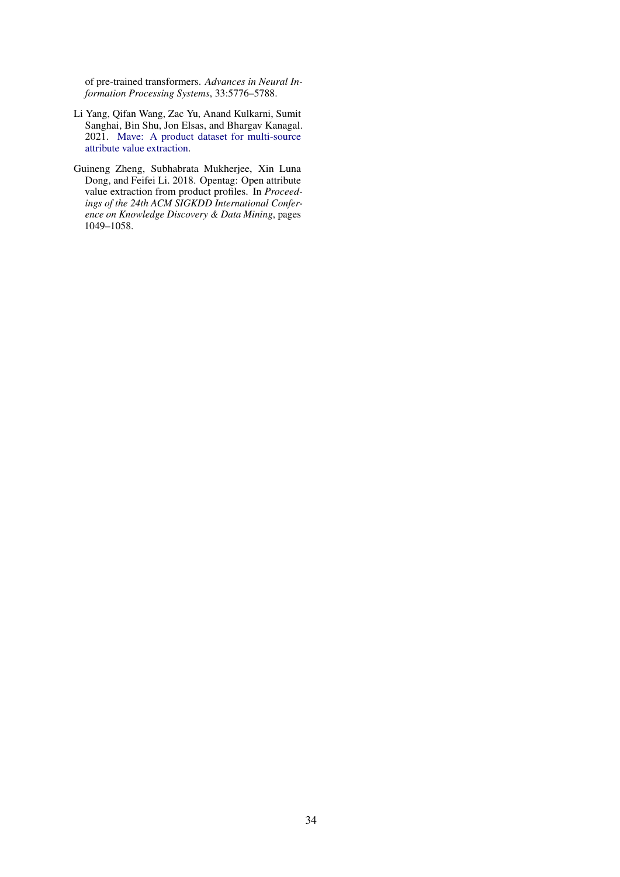of pre-trained transformers. *Advances in Neural Information Processing Systems*, 33:5776–5788.

Li Yang, Qifan Wang, Zac Yu, Anand Kulkarni, Sumit Sanghai, Bin Shu, Jon Elsas, and Bhargav Kanagal. 2021. Mave: A product dataset for multi-source attribute value extraction.

Guineng Zheng, Subhabrata Mukherjee, Xin Luna Dong, and Feifei Li. 2018. Opentag: Open attribute value extraction from product profiles. In *Proceedings of the 24th ACM SIGKDD International Conference on Knowledge Discovery & Data Mining*, pages 1049–1058.